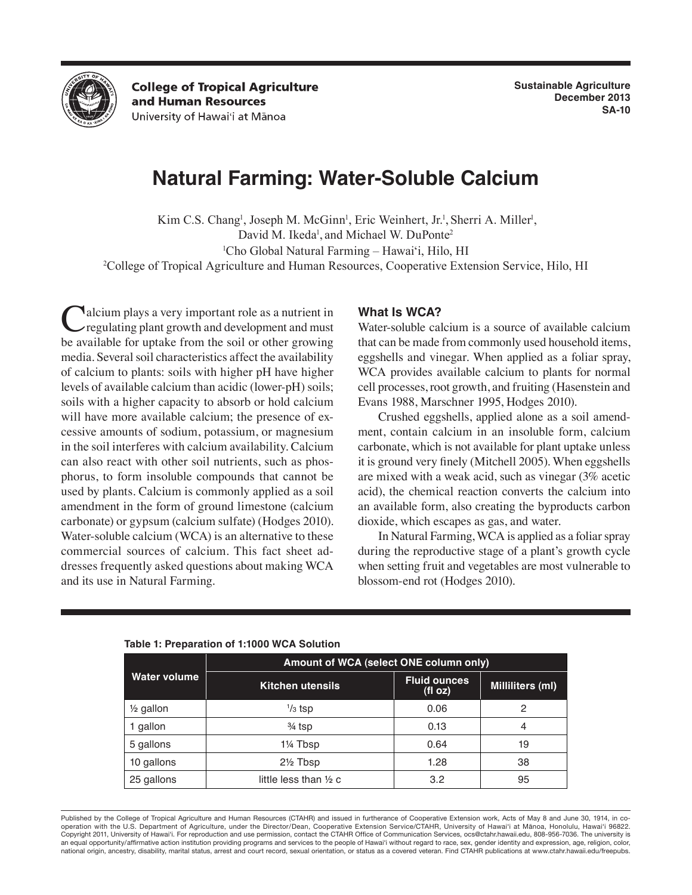College of Tropical Agriculture and Human Resources
University of Hawai'i at Mānoa

Sustainable Agriculture
December 2013
SA-10

# Natural Farming: Water-Soluble Calcium

Kim C.S. Chang[1], Joseph M. McGinn[1], Eric Weinhert, Jr.[1], Sherri A. Miller[1], David M. Ikeda[1], and Michael W. DuPonte[2]

[1]Cho Global Natural Farming – Hawai'i, Hilo, HI

[2]College of Tropical Agriculture and Human Resources, Cooperative Extension Service, Hilo, HI

Calcium plays a very important role as a nutrient in regulating plant growth and development and must be available for uptake from the soil or other growing media. Several soil characteristics affect the availability of calcium to plants: soils with higher pH have higher levels of available calcium than acidic (lower-pH) soils; soils with a higher capacity to absorb or hold calcium will have more available calcium; the presence of excessive amounts of sodium, potassium, or magnesium in the soil interferes with calcium availability. Calcium can also react with other soil nutrients, such as phosphorus, to form insoluble compounds that cannot be used by plants. Calcium is commonly applied as a soil amendment in the form of ground limestone (calcium carbonate) or gypsum (calcium sulfate) (Hodges 2010). Water-soluble calcium (WCA) is an alternative to these commercial sources of calcium. This fact sheet addresses frequently asked questions about making WCA and its use in Natural Farming.

## What Is WCA?

Water-soluble calcium is a source of available calcium that can be made from commonly used household items, eggshells and vinegar. When applied as a foliar spray, WCA provides available calcium to plants for normal cell processes, root growth, and fruiting (Hasenstein and Evans 1988, Marschner 1995, Hodges 2010).

Crushed eggshells, applied alone as a soil amendment, contain calcium in an insoluble form, calcium carbonate, which is not available for plant uptake unless it is ground very finely (Mitchell 2005). When eggshells are mixed with a weak acid, such as vinegar (3% acetic acid), the chemical reaction converts the calcium into an available form, also creating the byproducts carbon dioxide, which escapes as gas, and water.

In Natural Farming, WCA is applied as a foliar spray during the reproductive stage of a plant's growth cycle when setting fruit and vegetables are most vulnerable to blossom-end rot (Hodges 2010).

**Table 1: Preparation of 1:1000 WCA Solution**

| Water volume | Amount of WCA (select ONE column only) | | |
|---|---|---|---|
| | Kitchen utensils | Fluid ounces (fl oz) | Milliliters (ml) |
| ½ gallon | ⅓ tsp | 0.06 | 2 |
| 1 gallon | ¾ tsp | 0.13 | 4 |
| 5 gallons | 1¼ Tbsp | 0.64 | 19 |
| 10 gallons | 2½ Tbsp | 1.28 | 38 |
| 25 gallons | little less than ½ c | 3.2 | 95 |

Published by the College of Tropical Agriculture and Human Resources (CTAHR) and issued in furtherance of Cooperative Extension work, Acts of May 8 and June 30, 1914, in cooperation with the U.S. Department of Agriculture, under the Director/Dean, Cooperative Extension Service/CTAHR, University of Hawai'i at Mānoa, Honolulu, Hawai'i 96822. Copyright 2011, University of Hawai'i. For reproduction and use permission, contact the CTAHR Office of Communication Services, ocs@ctahr.hawaii.edu, 808-956-7036. The university is an equal opportunity/affirmative action institution providing programs and services to the people of Hawai'i without regard to race, sex, gender identity and expression, age, religion, color, national origin, ancestry, disability, marital status, arrest and court record, sexual orientation, or status as a covered veteran. Find CTAHR publications at www.ctahr.hawaii.edu/freepubs.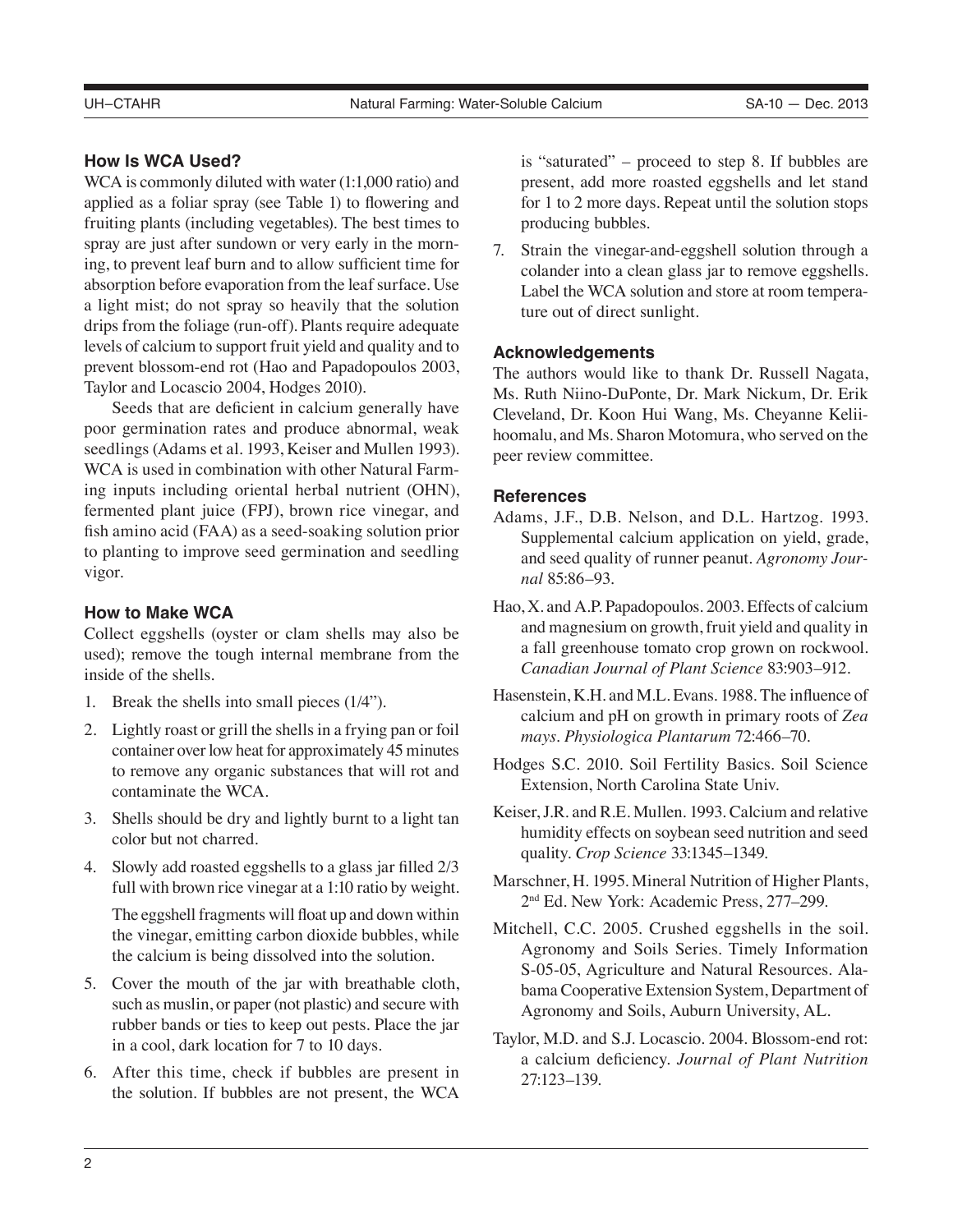### How Is WCA Used?

WCA is commonly diluted with water (1:1,000 ratio) and applied as a foliar spray (see Table 1) to flowering and fruiting plants (including vegetables). The best times to spray are just after sundown or very early in the morning, to prevent leaf burn and to allow sufficient time for absorption before evaporation from the leaf surface. Use a light mist; do not spray so heavily that the solution drips from the foliage (run-off). Plants require adequate levels of calcium to support fruit yield and quality and to prevent blossom-end rot (Hao and Papadopoulos 2003, Taylor and Locascio 2004, Hodges 2010).

Seeds that are deficient in calcium generally have poor germination rates and produce abnormal, weak seedlings (Adams et al. 1993, Keiser and Mullen 1993). WCA is used in combination with other Natural Farming inputs including oriental herbal nutrient (OHN), fermented plant juice (FPJ), brown rice vinegar, and fish amino acid (FAA) as a seed-soaking solution prior to planting to improve seed germination and seedling vigor.

### How to Make WCA

Collect eggshells (oyster or clam shells may also be used); remove the tough internal membrane from the inside of the shells.

1. Break the shells into small pieces (1/4").
2. Lightly roast or grill the shells in a frying pan or foil container over low heat for approximately 45 minutes to remove any organic substances that will rot and contaminate the WCA.
3. Shells should be dry and lightly burnt to a light tan color but not charred.
4. Slowly add roasted eggshells to a glass jar filled 2/3 full with brown rice vinegar at a 1:10 ratio by weight.

   The eggshell fragments will float up and down within the vinegar, emitting carbon dioxide bubbles, while the calcium is being dissolved into the solution.
5. Cover the mouth of the jar with breathable cloth, such as muslin, or paper (not plastic) and secure with rubber bands or ties to keep out pests. Place the jar in a cool, dark location for 7 to 10 days.
6. After this time, check if bubbles are present in the solution. If bubbles are not present, the WCA is "saturated" – proceed to step 8. If bubbles are present, add more roasted eggshells and let stand for 1 to 2 more days. Repeat until the solution stops producing bubbles.
7. Strain the vinegar-and-eggshell solution through a colander into a clean glass jar to remove eggshells. Label the WCA solution and store at room temperature out of direct sunlight.

### Acknowledgements

The authors would like to thank Dr. Russell Nagata, Ms. Ruth Niino-DuPonte, Dr. Mark Nickum, Dr. Erik Cleveland, Dr. Koon Hui Wang, Ms. Cheyanne Keliihoomalu, and Ms. Sharon Motomura, who served on the peer review committee.

### References

Adams, J.F., D.B. Nelson, and D.L. Hartzog. 1993. Supplemental calcium application on yield, grade, and seed quality of runner peanut. *Agronomy Journal* 85:86–93.

Hao, X. and A.P. Papadopoulos. 2003. Effects of calcium and magnesium on growth, fruit yield and quality in a fall greenhouse tomato crop grown on rockwool. *Canadian Journal of Plant Science* 83:903–912.

Hasenstein, K.H. and M.L. Evans. 1988. The influence of calcium and pH on growth in primary roots of *Zea mays*. *Physiologica Plantarum* 72:466–70.

Hodges S.C. 2010. Soil Fertility Basics. Soil Science Extension, North Carolina State Univ.

Keiser, J.R. and R.E. Mullen. 1993. Calcium and relative humidity effects on soybean seed nutrition and seed quality. *Crop Science* 33:1345–1349.

Marschner, H. 1995. Mineral Nutrition of Higher Plants, 2nd Ed. New York: Academic Press, 277–299.

Mitchell, C.C. 2005. Crushed eggshells in the soil. Agronomy and Soils Series. Timely Information S-05-05, Agriculture and Natural Resources. Alabama Cooperative Extension System, Department of Agronomy and Soils, Auburn University, AL.

Taylor, M.D. and S.J. Locascio. 2004. Blossom-end rot: a calcium deficiency. *Journal of Plant Nutrition* 27:123–139.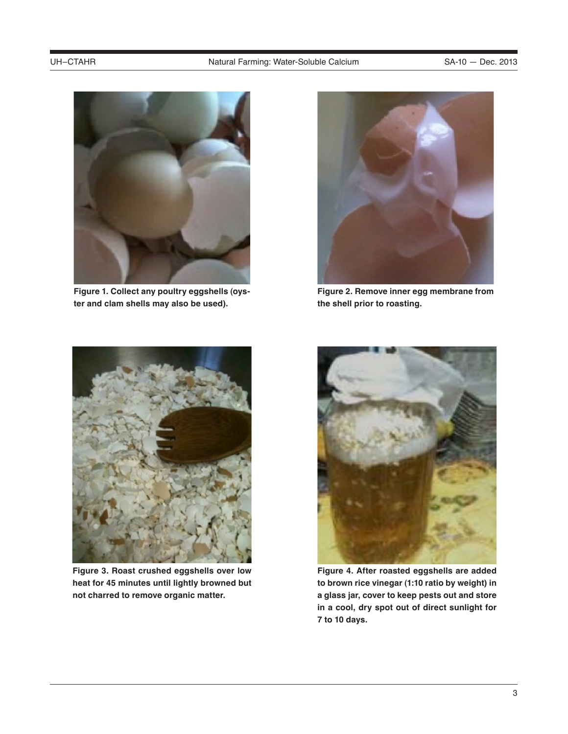**Figure 1. Collect any poultry eggshells (oyster and clam shells may also be used).**

**Figure 2. Remove inner egg membrane from the shell prior to roasting.**

**Figure 3. Roast crushed eggshells over low heat for 45 minutes until lightly browned but not charred to remove organic matter.**

**Figure 4. After roasted eggshells are added to brown rice vinegar (1:10 ratio by weight) in a glass jar, cover to keep pests out and store in a cool, dry spot out of direct sunlight for 7 to 10 days.**